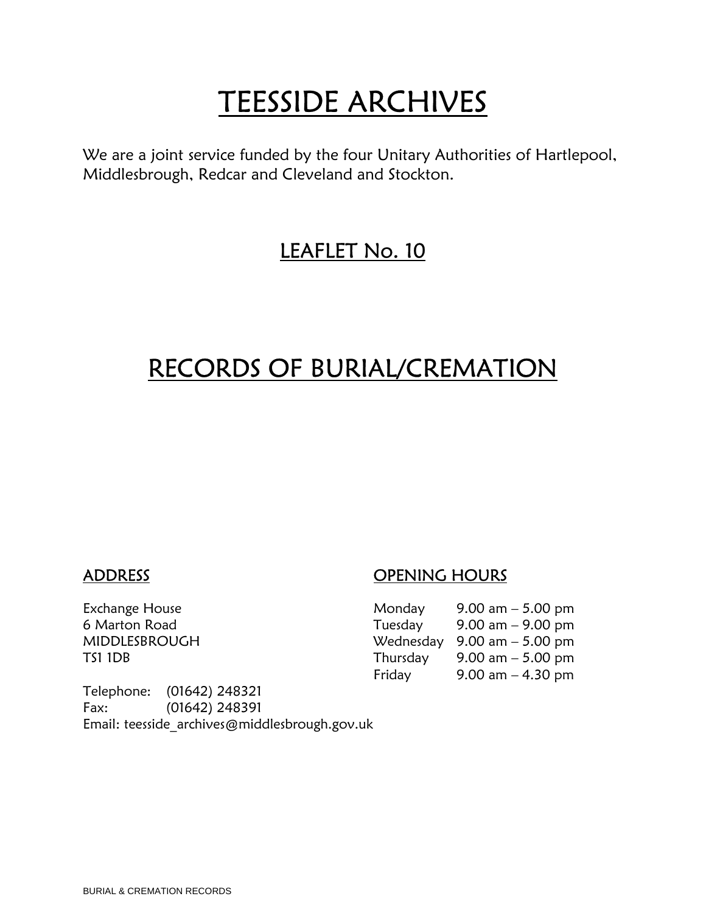# TEESSIDE ARCHIVES

We are a joint service funded by the four Unitary Authorities of Hartlepool, Middlesbrough, Redcar and Cleveland and Stockton.

## LEAFLET No. 10

# RECORDS OF BURIAL/CREMATION

### ADDRESS

Exchange House
6 Marton Road
MIDDLESBROUGH
TS1 1DB

Telephone: (01642) 248321
Fax: (01642) 248391
Email: teesside_archives@middlesbrough.gov.uk

### OPENING HOURS

| | |
|---|---|
| Monday | 9.00 am – 5.00 pm |
| Tuesday | 9.00 am – 9.00 pm |
| Wednesday | 9.00 am – 5.00 pm |
| Thursday | 9.00 am – 5.00 pm |
| Friday | 9.00 am – 4.30 pm |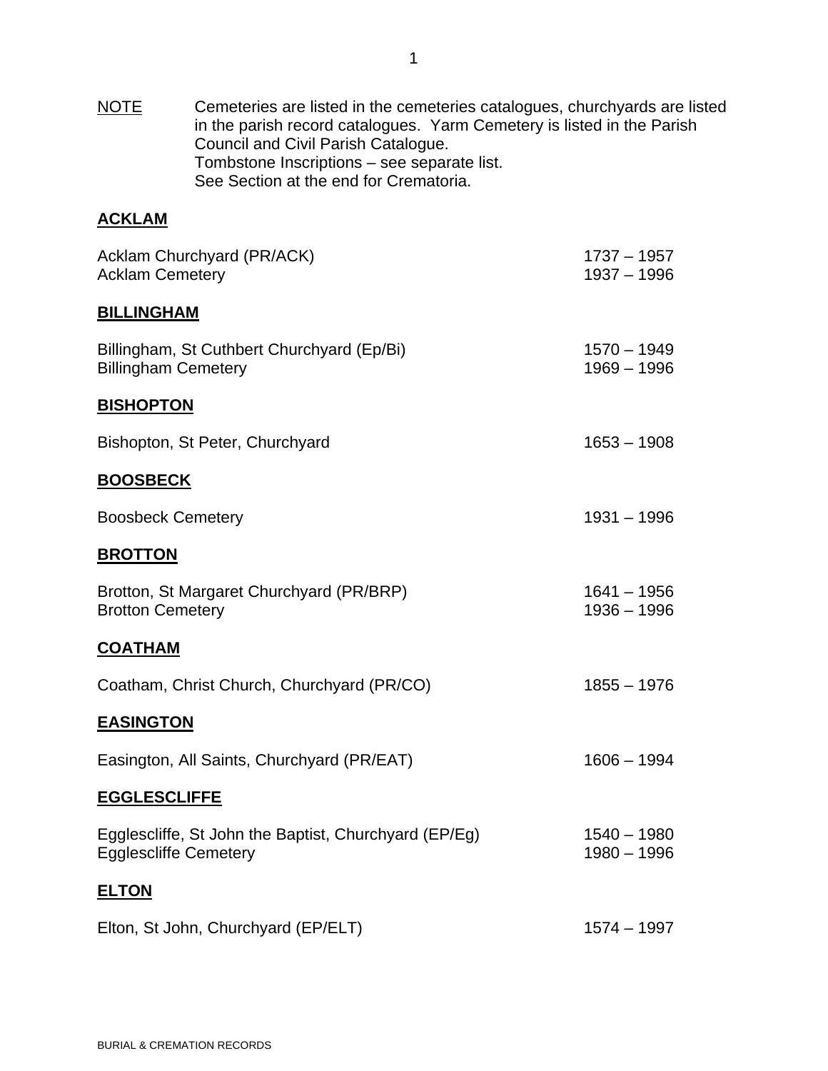NOTE Cemeteries are listed in the cemeteries catalogues, churchyards are listed in the parish record catalogues. Yarm Cemetery is listed in the Parish Council and Civil Parish Catalogue.
Tombstone Inscriptions – see separate list.
See Section at the end for Crematoria.

## ACKLAM

| | |
|---|---|
| Acklam Churchyard (PR/ACK) | 1737 – 1957 |
| Acklam Cemetery | 1937 – 1996 |

## BILLINGHAM

| | |
|---|---|
| Billingham, St Cuthbert Churchyard (Ep/Bi) | 1570 – 1949 |
| Billingham Cemetery | 1969 – 1996 |

## BISHOPTON

| | |
|---|---|
| Bishopton, St Peter, Churchyard | 1653 – 1908 |

## BOOSBECK

| | |
|---|---|
| Boosbeck Cemetery | 1931 – 1996 |

## BROTTON

| | |
|---|---|
| Brotton, St Margaret Churchyard (PR/BRP) | 1641 – 1956 |
| Brotton Cemetery | 1936 – 1996 |

## COATHAM

| | |
|---|---|
| Coatham, Christ Church, Churchyard (PR/CO) | 1855 – 1976 |

## EASINGTON

| | |
|---|---|
| Easington, All Saints, Churchyard (PR/EAT) | 1606 – 1994 |

## EGGLESCLIFFE

| | |
|---|---|
| Egglescliffe, St John the Baptist, Churchyard (EP/Eg) | 1540 – 1980 |
| Egglescliffe Cemetery | 1980 – 1996 |

## ELTON

| | |
|---|---|
| Elton, St John, Churchyard (EP/ELT) | 1574 – 1997 |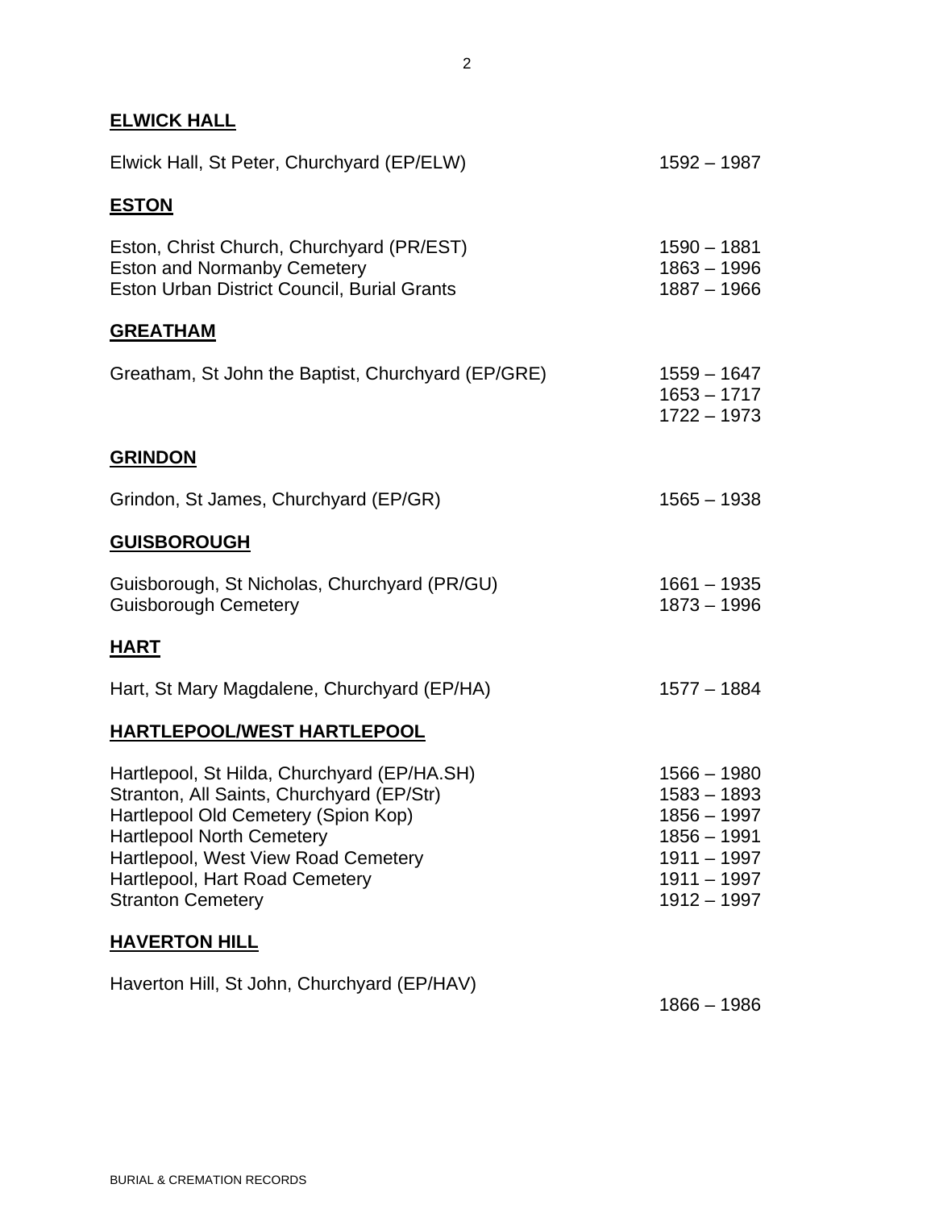## ELWICK HALL

| | |
|---|---|
| Elwick Hall, St Peter, Churchyard (EP/ELW) | 1592 – 1987 |

## ESTON

| | |
|---|---|
| Eston, Christ Church, Churchyard (PR/EST) | 1590 – 1881 |
| Eston and Normanby Cemetery | 1863 – 1996 |
| Eston Urban District Council, Burial Grants | 1887 – 1966 |

## GREATHAM

| | |
|---|---|
| Greatham, St John the Baptist, Churchyard (EP/GRE) | 1559 – 1647<br>1653 – 1717<br>1722 – 1973 |

## GRINDON

| | |
|---|---|
| Grindon, St James, Churchyard (EP/GR) | 1565 – 1938 |

## GUISBOROUGH

| | |
|---|---|
| Guisborough, St Nicholas, Churchyard (PR/GU) | 1661 – 1935 |
| Guisborough Cemetery | 1873 – 1996 |

## HART

| | |
|---|---|
| Hart, St Mary Magdalene, Churchyard (EP/HA) | 1577 – 1884 |

## HARTLEPOOL/WEST HARTLEPOOL

| | |
|---|---|
| Hartlepool, St Hilda, Churchyard (EP/HA.SH) | 1566 – 1980 |
| Stranton, All Saints, Churchyard (EP/Str) | 1583 – 1893 |
| Hartlepool Old Cemetery (Spion Kop) | 1856 – 1997 |
| Hartlepool North Cemetery | 1856 – 1991 |
| Hartlepool, West View Road Cemetery | 1911 – 1997 |
| Hartlepool, Hart Road Cemetery | 1911 – 1997 |
| Stranton Cemetery | 1912 – 1997 |

## HAVERTON HILL

| | |
|---|---|
| Haverton Hill, St John, Churchyard (EP/HAV) | 1866 – 1986 |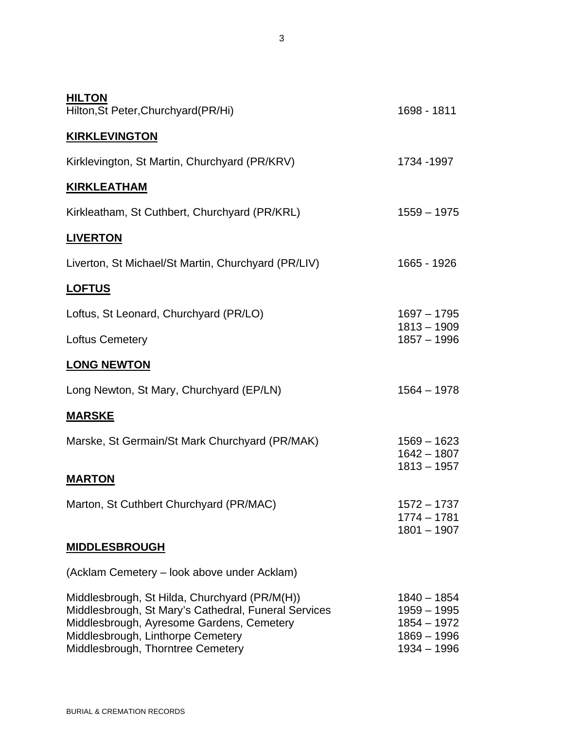**HILTON**

Hilton,St Peter,Churchyard(PR/Hi) 1698 - 1811

**KIRKLEVINGTON**

Kirklevington, St Martin, Churchyard (PR/KRV) 1734 -1997

**KIRKLEATHAM**

Kirkleatham, St Cuthbert, Churchyard (PR/KRL) 1559 – 1975

**LIVERTON**

Liverton, St Michael/St Martin, Churchyard (PR/LIV) 1665 - 1926

**LOFTUS**

Loftus, St Leonard, Churchyard (PR/LO) 1697 – 1795
1813 – 1909

Loftus Cemetery 1857 – 1996

**LONG NEWTON**

Long Newton, St Mary, Churchyard (EP/LN) 1564 – 1978

**MARSKE**

Marske, St Germain/St Mark Churchyard (PR/MAK) 1569 – 1623
1642 – 1807
1813 – 1957

**MARTON**

Marton, St Cuthbert Churchyard (PR/MAC) 1572 – 1737
1774 – 1781
1801 – 1907

**MIDDLESBROUGH**

(Acklam Cemetery – look above under Acklam)

Middlesbrough, St Hilda, Churchyard (PR/M(H)) 1840 – 1854
Middlesbrough, St Mary's Cathedral, Funeral Services 1959 – 1995
Middlesbrough, Ayresome Gardens, Cemetery 1854 – 1972
Middlesbrough, Linthorpe Cemetery 1869 – 1996
Middlesbrough, Thorntree Cemetery 1934 – 1996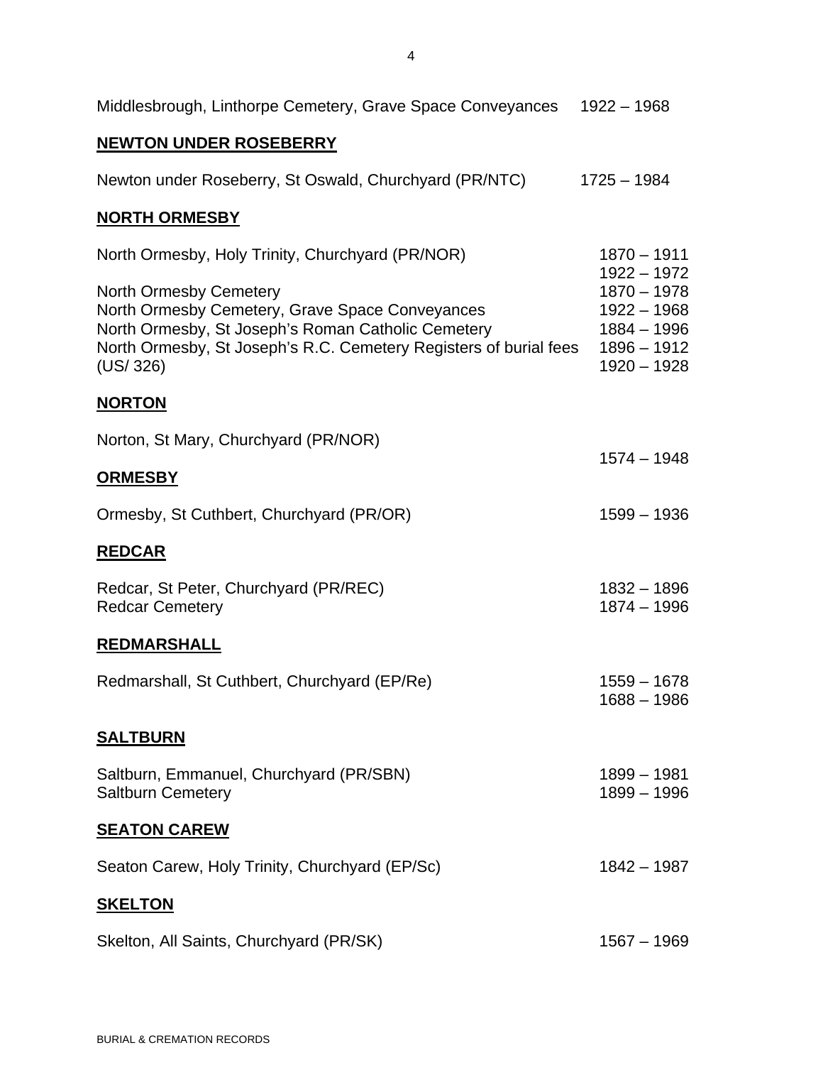| | |
|---|---|
| Middlesbrough, Linthorpe Cemetery, Grave Space Conveyances | 1922 – 1968 |

## NEWTON UNDER ROSEBERRY

| | |
|---|---|
| Newton under Roseberry, St Oswald, Churchyard (PR/NTC) | 1725 – 1984 |

## NORTH ORMESBY

| | |
|---|---|
| North Ormesby, Holy Trinity, Churchyard (PR/NOR) | 1870 – 1911<br>1922 – 1972 |
| North Ormesby Cemetery | 1870 – 1978 |
| North Ormesby Cemetery, Grave Space Conveyances | 1922 – 1968 |
| North Ormesby, St Joseph's Roman Catholic Cemetery | 1884 – 1996 |
| North Ormesby, St Joseph's R.C. Cemetery Registers of burial fees (US/ 326) | 1896 – 1912<br>1920 – 1928 |

## NORTON

| | |
|---|---|
| Norton, St Mary, Churchyard (PR/NOR) | 1574 – 1948 |

## ORMESBY

| | |
|---|---|
| Ormesby, St Cuthbert, Churchyard (PR/OR) | 1599 – 1936 |

## REDCAR

| | |
|---|---|
| Redcar, St Peter, Churchyard (PR/REC) | 1832 – 1896 |
| Redcar Cemetery | 1874 – 1996 |

## REDMARSHALL

| | |
|---|---|
| Redmarshall, St Cuthbert, Churchyard (EP/Re) | 1559 – 1678<br>1688 – 1986 |

## SALTBURN

| | |
|---|---|
| Saltburn, Emmanuel, Churchyard (PR/SBN) | 1899 – 1981 |
| Saltburn Cemetery | 1899 – 1996 |

## SEATON CAREW

| | |
|---|---|
| Seaton Carew, Holy Trinity, Churchyard (EP/Sc) | 1842 – 1987 |

## SKELTON

| | |
|---|---|
| Skelton, All Saints, Churchyard (PR/SK) | 1567 – 1969 |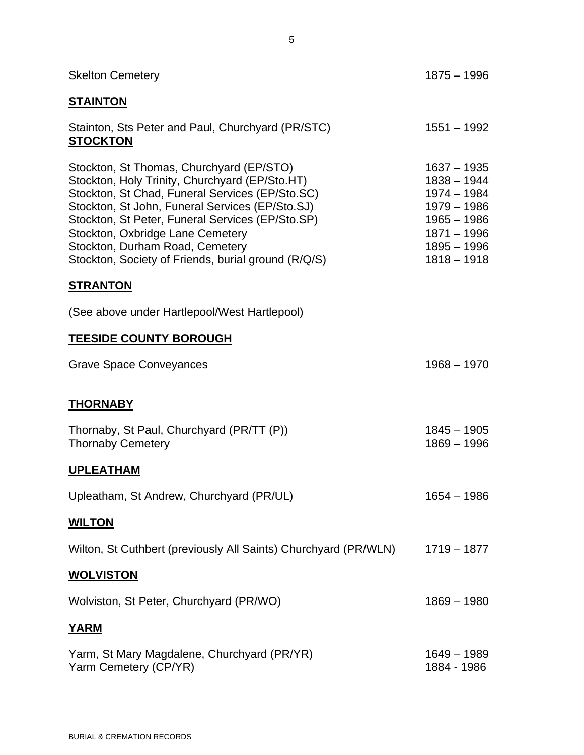| | |
|---|---|
| Skelton Cemetery | 1875 – 1996 |

**STAINTON**

| | |
|---|---|
| Stainton, Sts Peter and Paul, Churchyard (PR/STC) | 1551 – 1992 |

**STOCKTON**

| | |
|---|---|
| Stockton, St Thomas, Churchyard (EP/STO) | 1637 – 1935 |
| Stockton, Holy Trinity, Churchyard (EP/Sto.HT) | 1838 – 1944 |
| Stockton, St Chad, Funeral Services (EP/Sto.SC) | 1974 – 1984 |
| Stockton, St John, Funeral Services (EP/Sto.SJ) | 1979 – 1986 |
| Stockton, St Peter, Funeral Services (EP/Sto.SP) | 1965 – 1986 |
| Stockton, Oxbridge Lane Cemetery | 1871 – 1996 |
| Stockton, Durham Road, Cemetery | 1895 – 1996 |
| Stockton, Society of Friends, burial ground (R/Q/S) | 1818 – 1918 |

**STRANTON**

(See above under Hartlepool/West Hartlepool)

**TEESIDE COUNTY BOROUGH**

| | |
|---|---|
| Grave Space Conveyances | 1968 – 1970 |

**THORNABY**

| | |
|---|---|
| Thornaby, St Paul, Churchyard (PR/TT (P)) | 1845 – 1905 |
| Thornaby Cemetery | 1869 – 1996 |

**UPLEATHAM**

| | |
|---|---|
| Upleatham, St Andrew, Churchyard (PR/UL) | 1654 – 1986 |

**WILTON**

| | |
|---|---|
| Wilton, St Cuthbert (previously All Saints) Churchyard (PR/WLN) | 1719 – 1877 |

**WOLVISTON**

| | |
|---|---|
| Wolviston, St Peter, Churchyard (PR/WO) | 1869 – 1980 |

**YARM**

| | |
|---|---|
| Yarm, St Mary Magdalene, Churchyard (PR/YR) | 1649 – 1989 |
| Yarm Cemetery (CP/YR) | 1884 - 1986 |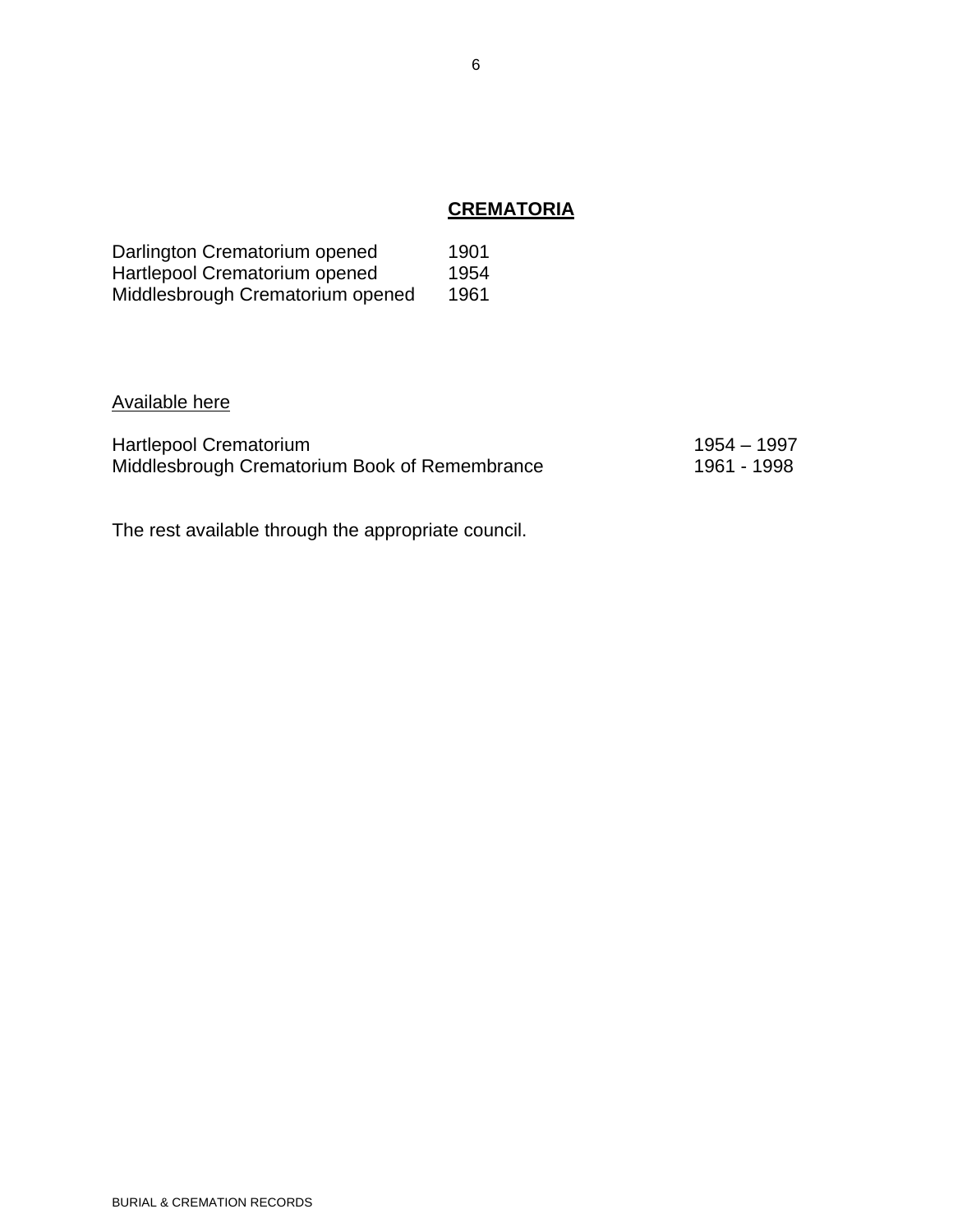## CREMATORIA

| | |
|---|---|
| Darlington Crematorium opened | 1901 |
| Hartlepool Crematorium opened | 1954 |
| Middlesbrough Crematorium opened | 1961 |

Available here

| | |
|---|---|
| Hartlepool Crematorium | 1954 – 1997 |
| Middlesbrough Crematorium Book of Remembrance | 1961 - 1998 |

The rest available through the appropriate council.